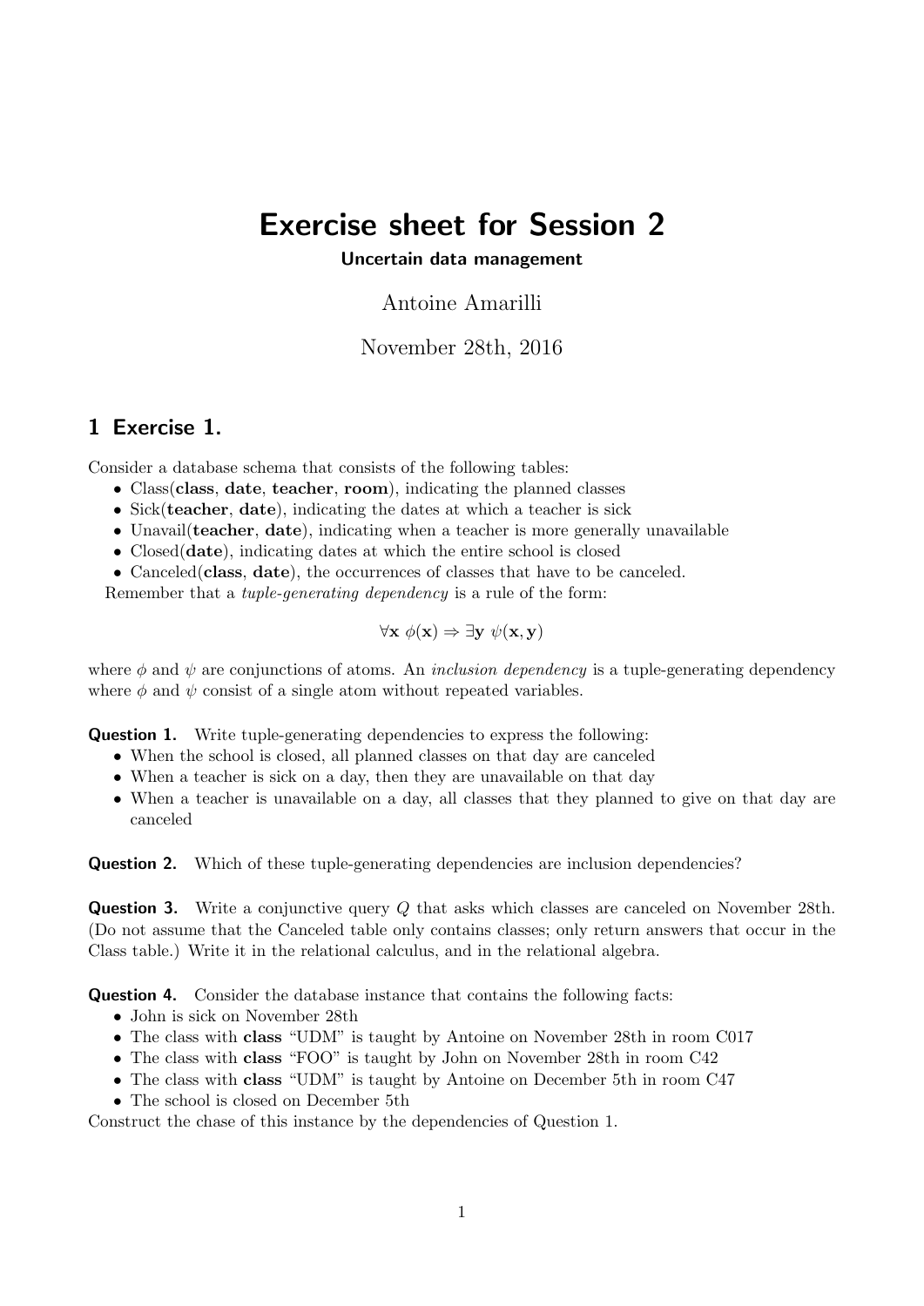# Exercise sheet for Session 2

**Uncertain data management**

Antoine Amarilli

November 28th, 2016

## 1 Exercise 1.

Consider a database schema that consists of the following tables:

- Class(**class**, **date**, **teacher**, **room**), indicating the planned classes
- Sick(**teacher**, **date**), indicating the dates at which a teacher is sick
- Unavail(**teacher**, **date**), indicating when a teacher is more generally unavailable
- Closed(**date**), indicating dates at which the entire school is closed
- Canceled(**class**, **date**), the occurrences of classes that have to be canceled.

Remember that a *tuple-generating dependency* is a rule of the form:

$$\forall \mathbf{x}\ \phi(\mathbf{x}) \Rightarrow \exists \mathbf{y}\ \psi(\mathbf{x}, \mathbf{y})$$

where $\phi$ and $\psi$ are conjunctions of atoms. An *inclusion dependency* is a tuple-generating dependency where $\phi$ and $\psi$ consist of a single atom without repeated variables.

**Question 1.** Write tuple-generating dependencies to express the following:

- When the school is closed, all planned classes on that day are canceled
- When a teacher is sick on a day, then they are unavailable on that day
- When a teacher is unavailable on a day, all classes that they planned to give on that day are canceled

**Question 2.** Which of these tuple-generating dependencies are inclusion dependencies?

**Question 3.** Write a conjunctive query $Q$ that asks which classes are canceled on November 28th. (Do not assume that the Canceled table only contains classes; only return answers that occur in the Class table.) Write it in the relational calculus, and in the relational algebra.

**Question 4.** Consider the database instance that contains the following facts:

- John is sick on November 28th
- The class with **class** "UDM" is taught by Antoine on November 28th in room C017
- The class with **class** "FOO" is taught by John on November 28th in room C42
- The class with **class** "UDM" is taught by Antoine on December 5th in room C47
- The school is closed on December 5th

Construct the chase of this instance by the dependencies of Question 1.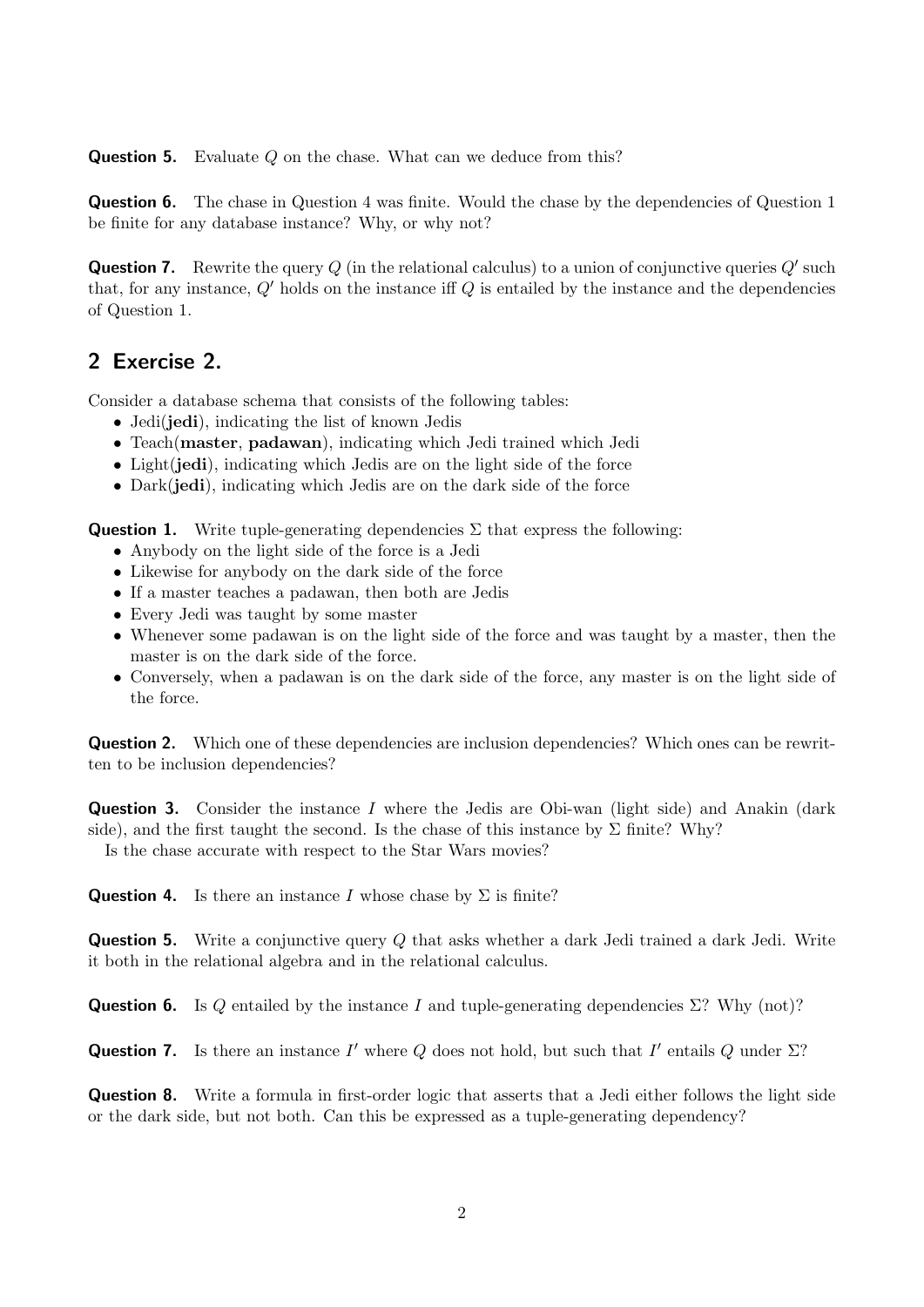**Question 5.** Evaluate $Q$ on the chase. What can we deduce from this?

**Question 6.** The chase in Question 4 was finite. Would the chase by the dependencies of Question 1 be finite for any database instance? Why, or why not?

**Question 7.** Rewrite the query $Q$ (in the relational calculus) to a union of conjunctive queries $Q'$ such that, for any instance, $Q'$ holds on the instance iff $Q$ is entailed by the instance and the dependencies of Question 1.

## 2 Exercise 2.

Consider a database schema that consists of the following tables:

- Jedi(**jedi**), indicating the list of known Jedis
- Teach(**master**, **padawan**), indicating which Jedi trained which Jedi
- Light(**jedi**), indicating which Jedis are on the light side of the force
- Dark(**jedi**), indicating which Jedis are on the dark side of the force

**Question 1.** Write tuple-generating dependencies $\Sigma$ that express the following:

- Anybody on the light side of the force is a Jedi
- Likewise for anybody on the dark side of the force
- If a master teaches a padawan, then both are Jedis
- Every Jedi was taught by some master
- Whenever some padawan is on the light side of the force and was taught by a master, then the master is on the dark side of the force.
- Conversely, when a padawan is on the dark side of the force, any master is on the light side of the force.

**Question 2.** Which one of these dependencies are inclusion dependencies? Which ones can be rewritten to be inclusion dependencies?

**Question 3.** Consider the instance $I$ where the Jedis are Obi-wan (light side) and Anakin (dark side), and the first taught the second. Is the chase of this instance by $\Sigma$ finite? Why?

Is the chase accurate with respect to the Star Wars movies?

**Question 4.** Is there an instance $I$ whose chase by $\Sigma$ is finite?

**Question 5.** Write a conjunctive query $Q$ that asks whether a dark Jedi trained a dark Jedi. Write it both in the relational algebra and in the relational calculus.

**Question 6.** Is $Q$ entailed by the instance $I$ and tuple-generating dependencies $\Sigma$? Why (not)?

**Question 7.** Is there an instance $I'$ where $Q$ does not hold, but such that $I'$ entails $Q$ under $\Sigma$?

**Question 8.** Write a formula in first-order logic that asserts that a Jedi either follows the light side or the dark side, but not both. Can this be expressed as a tuple-generating dependency?